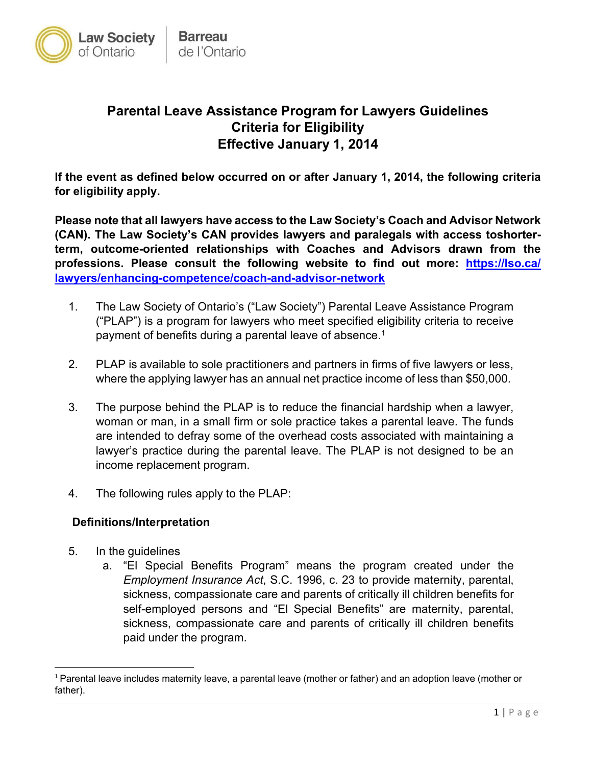Law Society of Ontario | Barreau de l'Ontario

# Parental Leave Assistance Program for Lawyers Guidelines
# Criteria for Eligibility
# Effective January 1, 2014

**If the event as defined below occurred on or after January 1, 2014, the following criteria for eligibility apply.**

**Please note that all lawyers have access to the Law Society's Coach and Advisor Network (CAN). The Law Society's CAN provides lawyers and paralegals with access toshorter-term, outcome-oriented relationships with Coaches and Advisors drawn from the professions. Please consult the following website to find out more: [https://lso.ca/lawyers/enhancing-competence/coach-and-advisor-network](https://lso.ca/lawyers/enhancing-competence/coach-and-advisor-network)**

1. The Law Society of Ontario's ("Law Society") Parental Leave Assistance Program ("PLAP") is a program for lawyers who meet specified eligibility criteria to receive payment of benefits during a parental leave of absence.[1]

2. PLAP is available to sole practitioners and partners in firms of five lawyers or less, where the applying lawyer has an annual net practice income of less than $50,000.

3. The purpose behind the PLAP is to reduce the financial hardship when a lawyer, woman or man, in a small firm or sole practice takes a parental leave. The funds are intended to defray some of the overhead costs associated with maintaining a lawyer's practice during the parental leave. The PLAP is not designed to be an income replacement program.

4. The following rules apply to the PLAP:

### Definitions/Interpretation

5. In the guidelines
   a. "EI Special Benefits Program" means the program created under the *Employment Insurance Act*, S.C. 1996, c. 23 to provide maternity, parental, sickness, compassionate care and parents of critically ill children benefits for self-employed persons and "EI Special Benefits" are maternity, parental, sickness, compassionate care and parents of critically ill children benefits paid under the program.

---

[1] Parental leave includes maternity leave, a parental leave (mother or father) and an adoption leave (mother or father).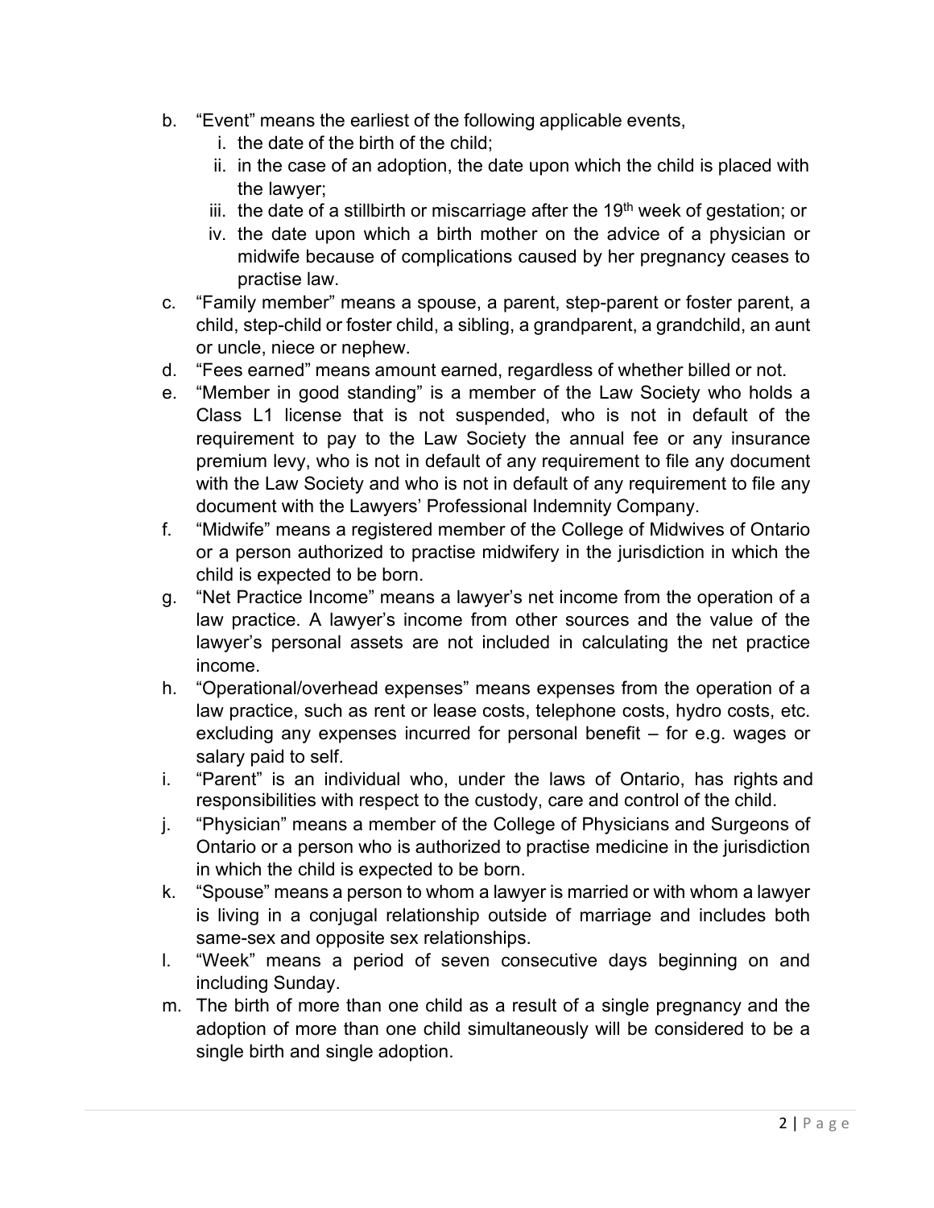b. "Event" means the earliest of the following applicable events,
   i. the date of the birth of the child;
   ii. in the case of an adoption, the date upon which the child is placed with the lawyer;
   iii. the date of a stillbirth or miscarriage after the 19th week of gestation; or
   iv. the date upon which a birth mother on the advice of a physician or midwife because of complications caused by her pregnancy ceases to practise law.

c. "Family member" means a spouse, a parent, step-parent or foster parent, a child, step-child or foster child, a sibling, a grandparent, a grandchild, an aunt or uncle, niece or nephew.

d. "Fees earned" means amount earned, regardless of whether billed or not.

e. "Member in good standing" is a member of the Law Society who holds a Class L1 license that is not suspended, who is not in default of the requirement to pay to the Law Society the annual fee or any insurance premium levy, who is not in default of any requirement to file any document with the Law Society and who is not in default of any requirement to file any document with the Lawyers' Professional Indemnity Company.

f. "Midwife" means a registered member of the College of Midwives of Ontario or a person authorized to practise midwifery in the jurisdiction in which the child is expected to be born.

g. "Net Practice Income" means a lawyer's net income from the operation of a law practice. A lawyer's income from other sources and the value of the lawyer's personal assets are not included in calculating the net practice income.

h. "Operational/overhead expenses" means expenses from the operation of a law practice, such as rent or lease costs, telephone costs, hydro costs, etc. excluding any expenses incurred for personal benefit – for e.g. wages or salary paid to self.

i. "Parent" is an individual who, under the laws of Ontario, has rights and responsibilities with respect to the custody, care and control of the child.

j. "Physician" means a member of the College of Physicians and Surgeons of Ontario or a person who is authorized to practise medicine in the jurisdiction in which the child is expected to be born.

k. "Spouse" means a person to whom a lawyer is married or with whom a lawyer is living in a conjugal relationship outside of marriage and includes both same-sex and opposite sex relationships.

l. "Week" means a period of seven consecutive days beginning on and including Sunday.

m. The birth of more than one child as a result of a single pregnancy and the adoption of more than one child simultaneously will be considered to be a single birth and single adoption.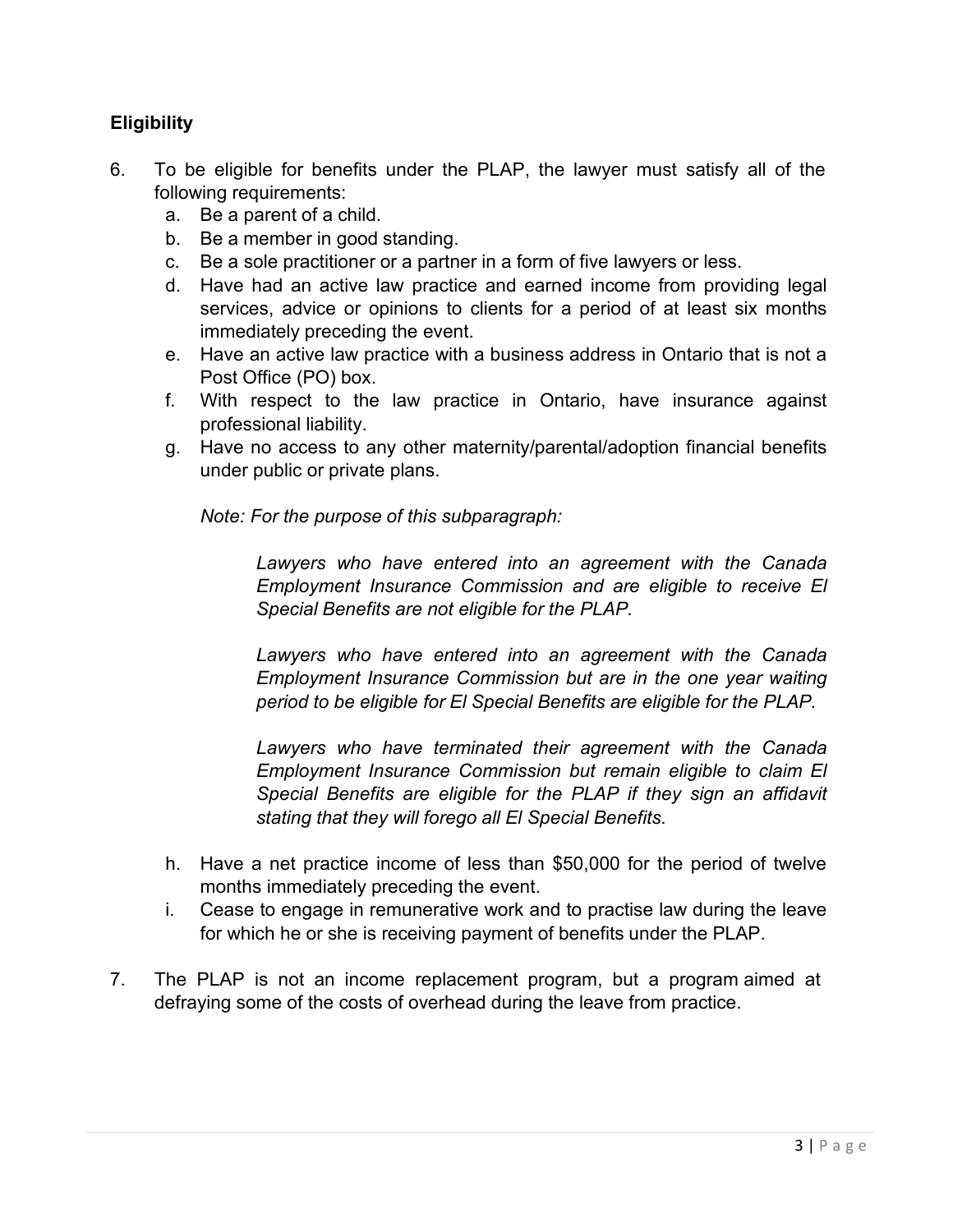**Eligibility**

6. To be eligible for benefits under the PLAP, the lawyer must satisfy all of the following requirements:
   a. Be a parent of a child.
   b. Be a member in good standing.
   c. Be a sole practitioner or a partner in a form of five lawyers or less.
   d. Have had an active law practice and earned income from providing legal services, advice or opinions to clients for a period of at least six months immediately preceding the event.
   e. Have an active law practice with a business address in Ontario that is not a Post Office (PO) box.
   f. With respect to the law practice in Ontario, have insurance against professional liability.
   g. Have no access to any other maternity/parental/adoption financial benefits under public or private plans.

      *Note: For the purpose of this subparagraph:*

      > *Lawyers who have entered into an agreement with the Canada Employment Insurance Commission and are eligible to receive EI Special Benefits are not eligible for the PLAP.*
      >
      > *Lawyers who have entered into an agreement with the Canada Employment Insurance Commission but are in the one year waiting period to be eligible for EI Special Benefits are eligible for the PLAP.*
      >
      > *Lawyers who have terminated their agreement with the Canada Employment Insurance Commission but remain eligible to claim EI Special Benefits are eligible for the PLAP if they sign an affidavit stating that they will forego all EI Special Benefits.*

   h. Have a net practice income of less than $50,000 for the period of twelve months immediately preceding the event.
   i. Cease to engage in remunerative work and to practise law during the leave for which he or she is receiving payment of benefits under the PLAP.

7. The PLAP is not an income replacement program, but a program aimed at defraying some of the costs of overhead during the leave from practice.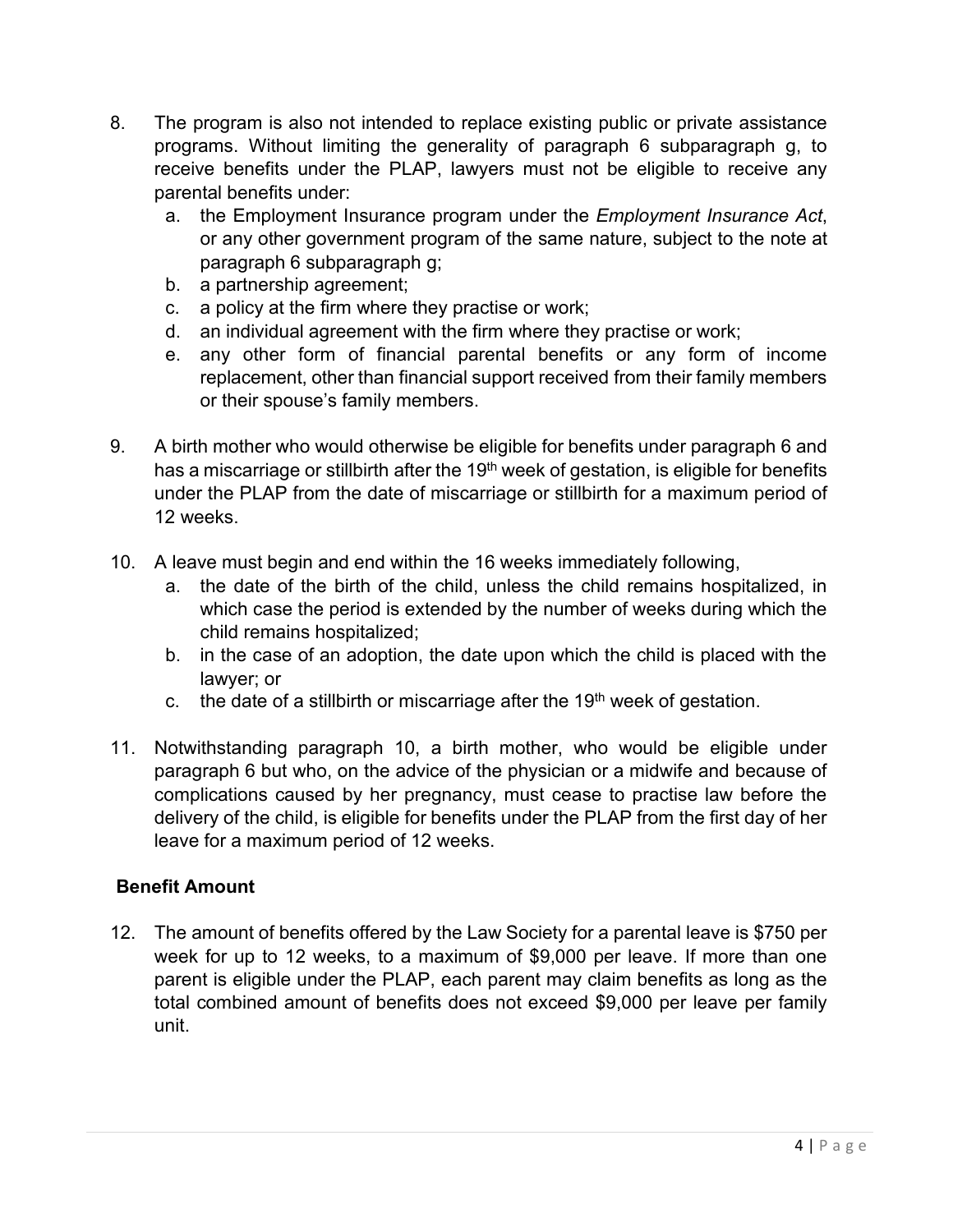8. The program is also not intended to replace existing public or private assistance programs. Without limiting the generality of paragraph 6 subparagraph g, to receive benefits under the PLAP, lawyers must not be eligible to receive any parental benefits under:
   a. the Employment Insurance program under the *Employment Insurance Act*, or any other government program of the same nature, subject to the note at paragraph 6 subparagraph g;
   b. a partnership agreement;
   c. a policy at the firm where they practise or work;
   d. an individual agreement with the firm where they practise or work;
   e. any other form of financial parental benefits or any form of income replacement, other than financial support received from their family members or their spouse's family members.

9. A birth mother who would otherwise be eligible for benefits under paragraph 6 and has a miscarriage or stillbirth after the 19th week of gestation, is eligible for benefits under the PLAP from the date of miscarriage or stillbirth for a maximum period of 12 weeks.

10. A leave must begin and end within the 16 weeks immediately following,
    a. the date of the birth of the child, unless the child remains hospitalized, in which case the period is extended by the number of weeks during which the child remains hospitalized;
    b. in the case of an adoption, the date upon which the child is placed with the lawyer; or
    c. the date of a stillbirth or miscarriage after the 19th week of gestation.

11. Notwithstanding paragraph 10, a birth mother, who would be eligible under paragraph 6 but who, on the advice of the physician or a midwife and because of complications caused by her pregnancy, must cease to practise law before the delivery of the child, is eligible for benefits under the PLAP from the first day of her leave for a maximum period of 12 weeks.

**Benefit Amount**

12. The amount of benefits offered by the Law Society for a parental leave is $750 per week for up to 12 weeks, to a maximum of $9,000 per leave. If more than one parent is eligible under the PLAP, each parent may claim benefits as long as the total combined amount of benefits does not exceed $9,000 per leave per family unit.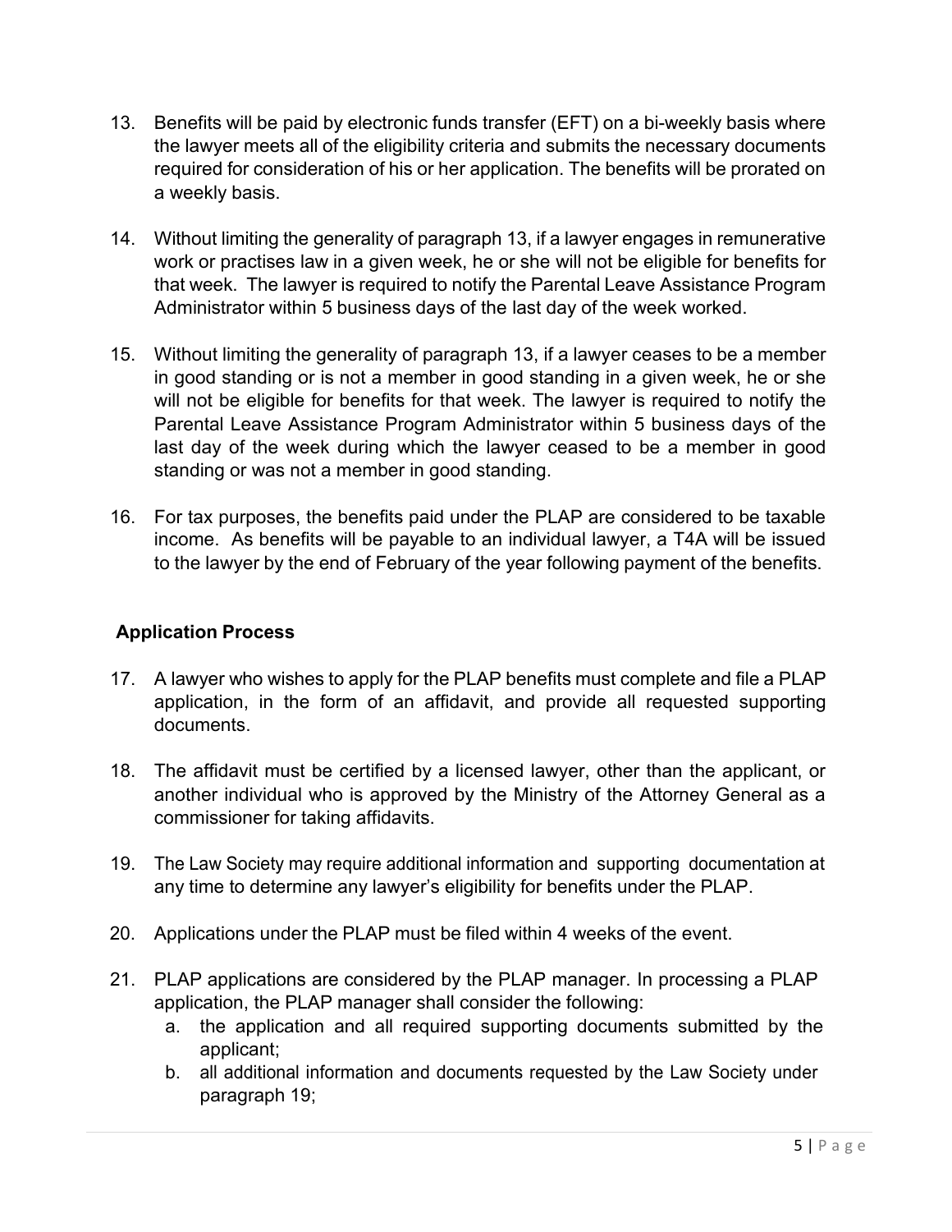13. Benefits will be paid by electronic funds transfer (EFT) on a bi-weekly basis where the lawyer meets all of the eligibility criteria and submits the necessary documents required for consideration of his or her application. The benefits will be prorated on a weekly basis.

14. Without limiting the generality of paragraph 13, if a lawyer engages in remunerative work or practises law in a given week, he or she will not be eligible for benefits for that week. The lawyer is required to notify the Parental Leave Assistance Program Administrator within 5 business days of the last day of the week worked.

15. Without limiting the generality of paragraph 13, if a lawyer ceases to be a member in good standing or is not a member in good standing in a given week, he or she will not be eligible for benefits for that week. The lawyer is required to notify the Parental Leave Assistance Program Administrator within 5 business days of the last day of the week during which the lawyer ceased to be a member in good standing or was not a member in good standing.

16. For tax purposes, the benefits paid under the PLAP are considered to be taxable income. As benefits will be payable to an individual lawyer, a T4A will be issued to the lawyer by the end of February of the year following payment of the benefits.

**Application Process**

17. A lawyer who wishes to apply for the PLAP benefits must complete and file a PLAP application, in the form of an affidavit, and provide all requested supporting documents.

18. The affidavit must be certified by a licensed lawyer, other than the applicant, or another individual who is approved by the Ministry of the Attorney General as a commissioner for taking affidavits.

19. The Law Society may require additional information and supporting documentation at any time to determine any lawyer's eligibility for benefits under the PLAP.

20. Applications under the PLAP must be filed within 4 weeks of the event.

21. PLAP applications are considered by the PLAP manager. In processing a PLAP application, the PLAP manager shall consider the following:
    a. the application and all required supporting documents submitted by the applicant;
    b. all additional information and documents requested by the Law Society under paragraph 19;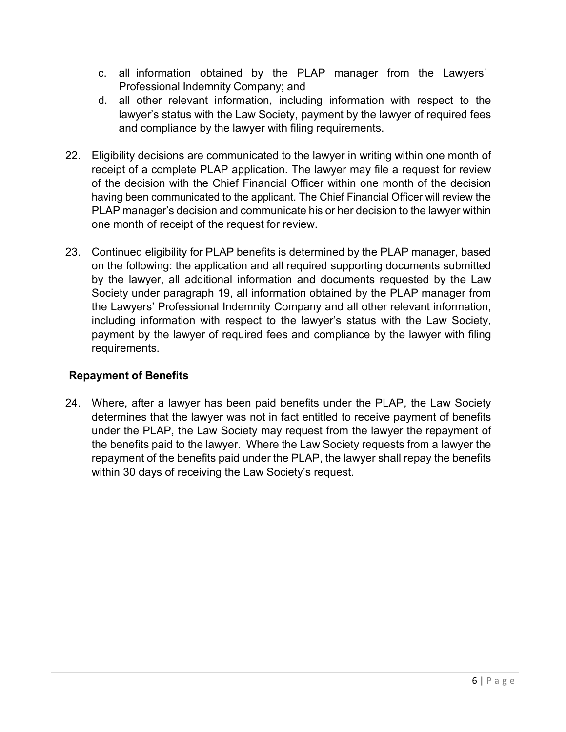c. all information obtained by the PLAP manager from the Lawyers' Professional Indemnity Company; and
d. all other relevant information, including information with respect to the lawyer's status with the Law Society, payment by the lawyer of required fees and compliance by the lawyer with filing requirements.

22. Eligibility decisions are communicated to the lawyer in writing within one month of receipt of a complete PLAP application. The lawyer may file a request for review of the decision with the Chief Financial Officer within one month of the decision having been communicated to the applicant. The Chief Financial Officer will review the PLAP manager's decision and communicate his or her decision to the lawyer within one month of receipt of the request for review.

23. Continued eligibility for PLAP benefits is determined by the PLAP manager, based on the following: the application and all required supporting documents submitted by the lawyer, all additional information and documents requested by the Law Society under paragraph 19, all information obtained by the PLAP manager from the Lawyers' Professional Indemnity Company and all other relevant information, including information with respect to the lawyer's status with the Law Society, payment by the lawyer of required fees and compliance by the lawyer with filing requirements.

**Repayment of Benefits**

24. Where, after a lawyer has been paid benefits under the PLAP, the Law Society determines that the lawyer was not in fact entitled to receive payment of benefits under the PLAP, the Law Society may request from the lawyer the repayment of the benefits paid to the lawyer. Where the Law Society requests from a lawyer the repayment of the benefits paid under the PLAP, the lawyer shall repay the benefits within 30 days of receiving the Law Society's request.